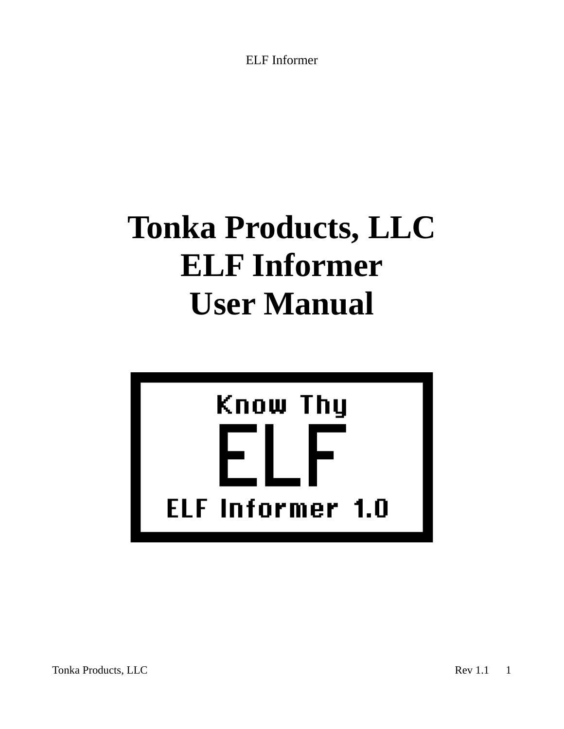# Tonka Products, LLC
# ELF Informer
# User Manual

Know Thy

ELF

ELF Informer 1.0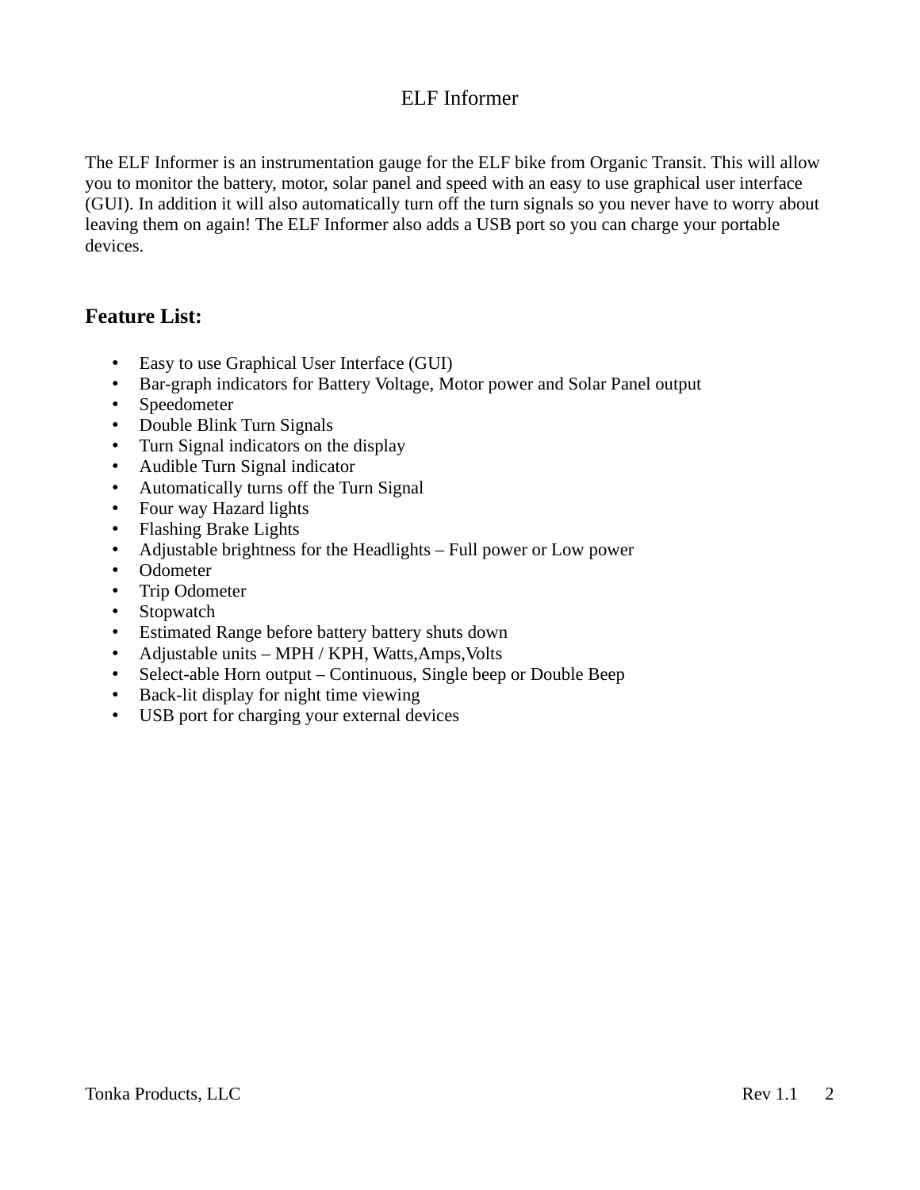# ELF Informer

The ELF Informer is an instrumentation gauge for the ELF bike from Organic Transit. This will allow you to monitor the battery, motor, solar panel and speed with an easy to use graphical user interface (GUI). In addition it will also automatically turn off the turn signals so you never have to worry about leaving them on again! The ELF Informer also adds a USB port so you can charge your portable devices.

## Feature List:

- Easy to use Graphical User Interface (GUI)
- Bar-graph indicators for Battery Voltage, Motor power and Solar Panel output
- Speedometer
- Double Blink Turn Signals
- Turn Signal indicators on the display
- Audible Turn Signal indicator
- Automatically turns off the Turn Signal
- Four way Hazard lights
- Flashing Brake Lights
- Adjustable brightness for the Headlights – Full power or Low power
- Odometer
- Trip Odometer
- Stopwatch
- Estimated Range before battery battery shuts down
- Adjustable units – MPH / KPH, Watts,Amps,Volts
- Select-able Horn output – Continuous, Single beep or Double Beep
- Back-lit display for night time viewing
- USB port for charging your external devices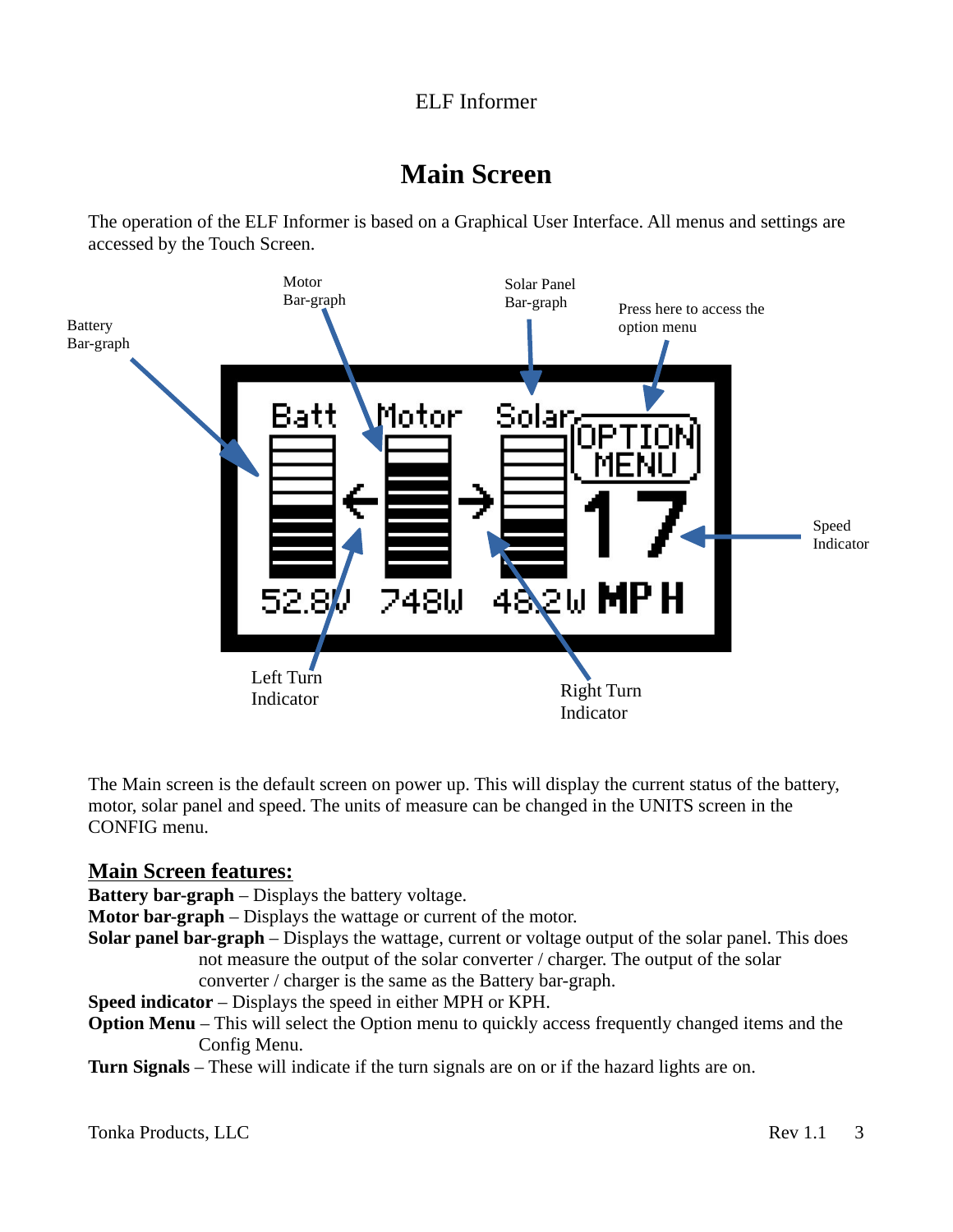# Main Screen

The operation of the ELF Informer is based on a Graphical User Interface. All menus and settings are accessed by the Touch Screen.

Battery Bar-graph

Motor Bar-graph

Solar Panel Bar-graph

Press here to access the option menu

Batt Motor Solar OPTION MENU

17

52.8V 748W 48.2W MPH

Speed Indicator

Left Turn Indicator

Right Turn Indicator

The Main screen is the default screen on power up. This will display the current status of the battery, motor, solar panel and speed. The units of measure can be changed in the UNITS screen in the CONFIG menu.

## Main Screen features:

**Battery bar-graph** – Displays the battery voltage.
**Motor bar-graph** – Displays the wattage or current of the motor.
**Solar panel bar-graph** – Displays the wattage, current or voltage output of the solar panel. This does not measure the output of the solar converter / charger. The output of the solar converter / charger is the same as the Battery bar-graph.
**Speed indicator** – Displays the speed in either MPH or KPH.
**Option Menu** – This will select the Option menu to quickly access frequently changed items and the Config Menu.
**Turn Signals** – These will indicate if the turn signals are on or if the hazard lights are on.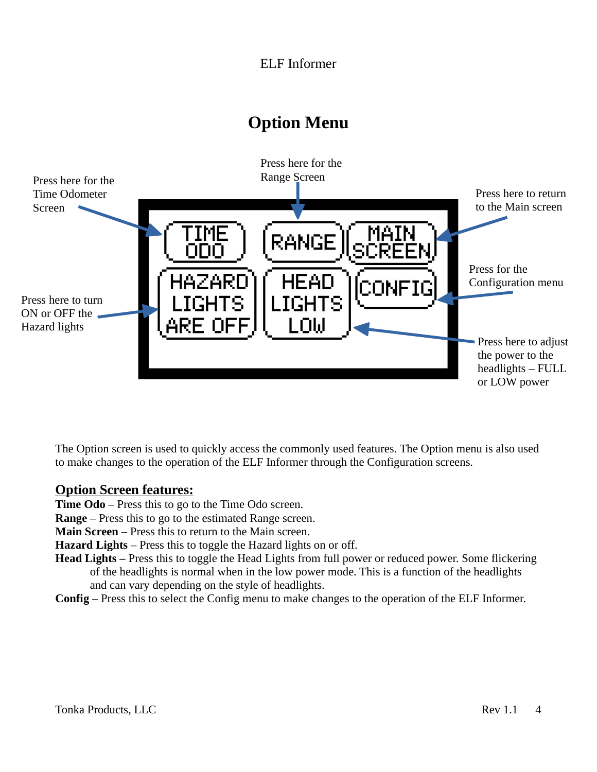# Option Menu

Press here for the Time Odometer Screen

Press here for the Range Screen

Press here to return to the Main screen

Press for the Configuration menu

Press here to turn ON or OFF the Hazard lights

Press here to adjust the power to the headlights – FULL or LOW power

TIME ODO | RANGE | MAIN SCREEN

HAZARD LIGHTS ARE OFF | HEAD LIGHTS LOW | CONFIG

The Option screen is used to quickly access the commonly used features. The Option menu is also used to make changes to the operation of the ELF Informer through the Configuration screens.

## Option Screen features:

**Time Odo** – Press this to go to the Time Odo screen.
**Range** – Press this to go to the estimated Range screen.
**Main Screen** – Press this to return to the Main screen.
**Hazard Lights** – Press this to toggle the Hazard lights on or off.
**Head Lights –** Press this to toggle the Head Lights from full power or reduced power. Some flickering of the headlights is normal when in the low power mode. This is a function of the headlights and can vary depending on the style of headlights.
**Config** – Press this to select the Config menu to make changes to the operation of the ELF Informer.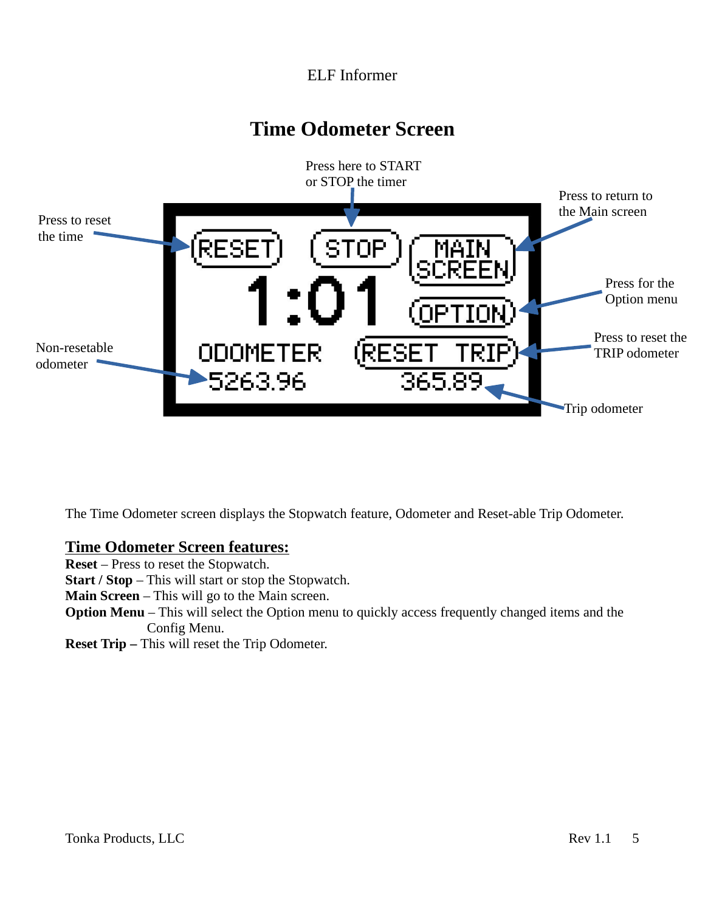# Time Odometer Screen

Press here to START or STOP the timer

Press to reset the time

Press to return to the Main screen

Press for the Option menu

Press to reset the TRIP odometer

Non-resetable odometer

Trip odometer

RESET STOP MAIN SCREEN

1:01

OPTION

ODOMETER RESET TRIP

5263.96 365.89

The Time Odometer screen displays the Stopwatch feature, Odometer and Reset-able Trip Odometer.

## Time Odometer Screen features:

**Reset** – Press to reset the Stopwatch.
**Start / Stop** – This will start or stop the Stopwatch.
**Main Screen** – This will go to the Main screen.
**Option Menu** – This will select the Option menu to quickly access frequently changed items and the Config Menu.
**Reset Trip –** This will reset the Trip Odometer.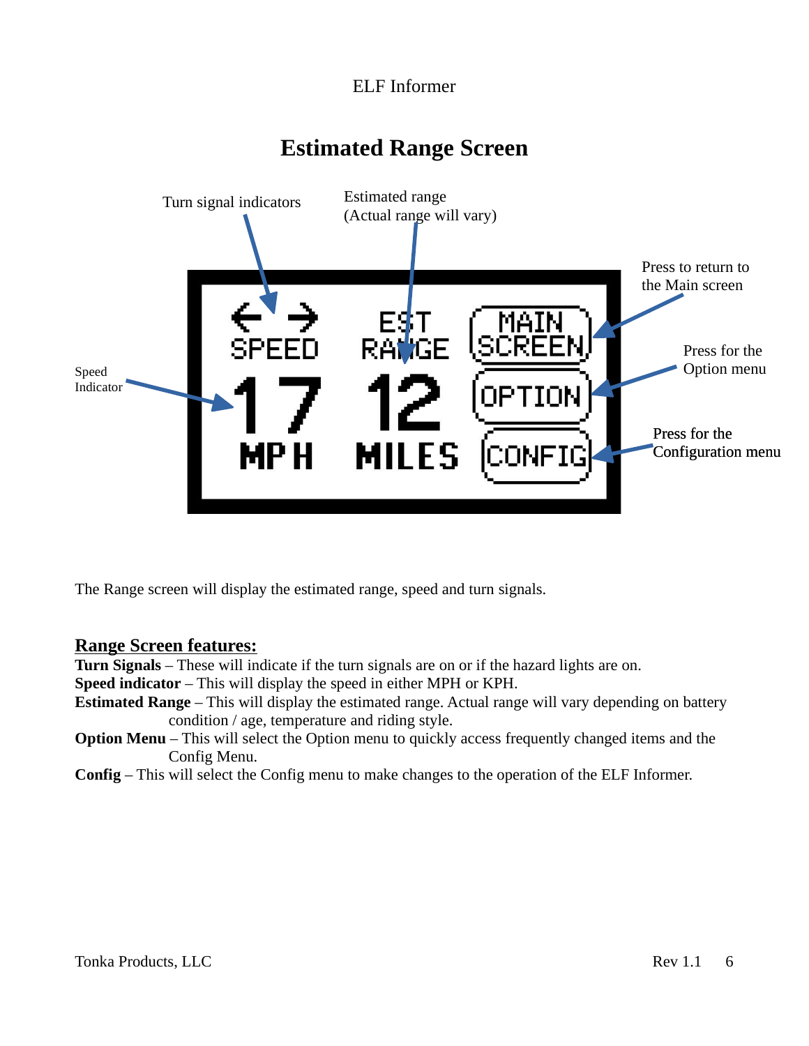# Estimated Range Screen

Turn signal indicators

Estimated range
(Actual range will vary)

Press to return to the Main screen

Press for the Option menu

Press for the Configuration menu

Speed Indicator

The Range screen will display the estimated range, speed and turn signals.

## Range Screen features:

**Turn Signals** – These will indicate if the turn signals are on or if the hazard lights are on.
**Speed indicator** – This will display the speed in either MPH or KPH.
**Estimated Range** – This will display the estimated range. Actual range will vary depending on battery condition / age, temperature and riding style.
**Option Menu** – This will select the Option menu to quickly access frequently changed items and the Config Menu.
**Config** – This will select the Config menu to make changes to the operation of the ELF Informer.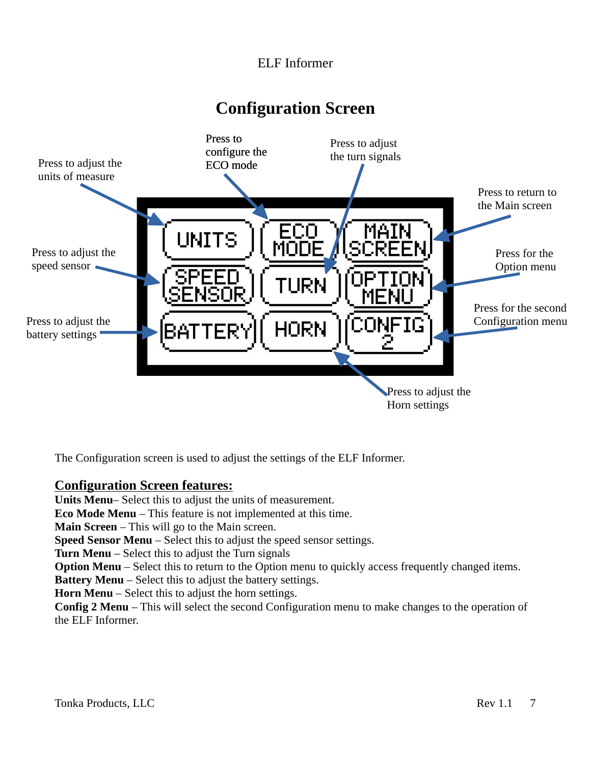## Configuration Screen

Press to adjust the units of measure

Press to configure the ECO mode

Press to adjust the turn signals

Press to return to the Main screen

Press to adjust the speed sensor

Press for the Option menu

Press to adjust the battery settings

Press for the second Configuration menu

Press to adjust the Horn settings

| UNITS | ECO MODE | MAIN SCREEN |
|---|---|---|
| SPEED SENSOR | TURN | OPTION MENU |
| BATTERY | HORN | CONFIG 2 |

The Configuration screen is used to adjust the settings of the ELF Informer.

### Configuration Screen features:

**Units Menu**– Select this to adjust the units of measurement.
**Eco Mode Menu** – This feature is not implemented at this time.
**Main Screen** – This will go to the Main screen.
**Speed Sensor Menu** – Select this to adjust the speed sensor settings.
**Turn Menu** – Select this to adjust the Turn signals
**Option Menu** – Select this to return to the Option menu to quickly access frequently changed items.
**Battery Menu** – Select this to adjust the battery settings.
**Horn Menu** – Select this to adjust the horn settings.
**Config 2 Menu** – This will select the second Configuration menu to make changes to the operation of the ELF Informer.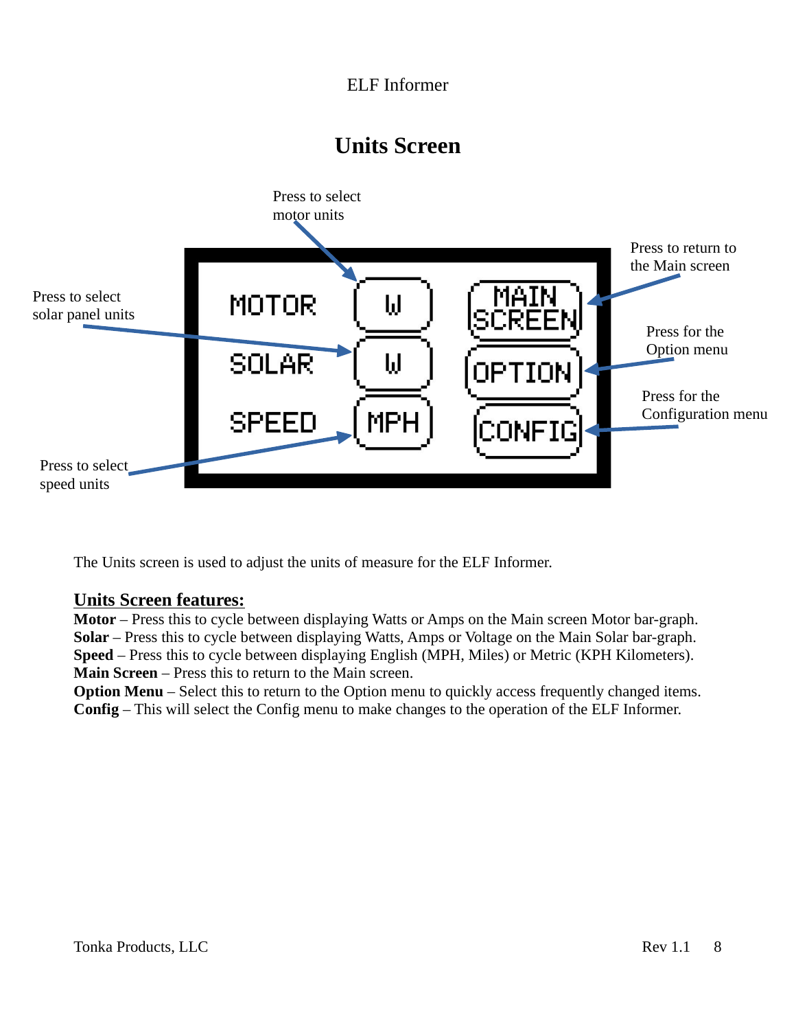# Units Screen

Press to select motor units

Press to return to the Main screen

Press to select solar panel units

Press for the Option menu

Press for the Configuration menu

Press to select speed units

MOTOR W MAIN SCREEN

SOLAR W OPTION

SPEED MPH CONFIG

The Units screen is used to adjust the units of measure for the ELF Informer.

## Units Screen features:

**Motor** – Press this to cycle between displaying Watts or Amps on the Main screen Motor bar-graph.
**Solar** – Press this to cycle between displaying Watts, Amps or Voltage on the Main Solar bar-graph.
**Speed** – Press this to cycle between displaying English (MPH, Miles) or Metric (KPH Kilometers).
**Main Screen** – Press this to return to the Main screen.
**Option Menu** – Select this to return to the Option menu to quickly access frequently changed items.
**Config** – This will select the Config menu to make changes to the operation of the ELF Informer.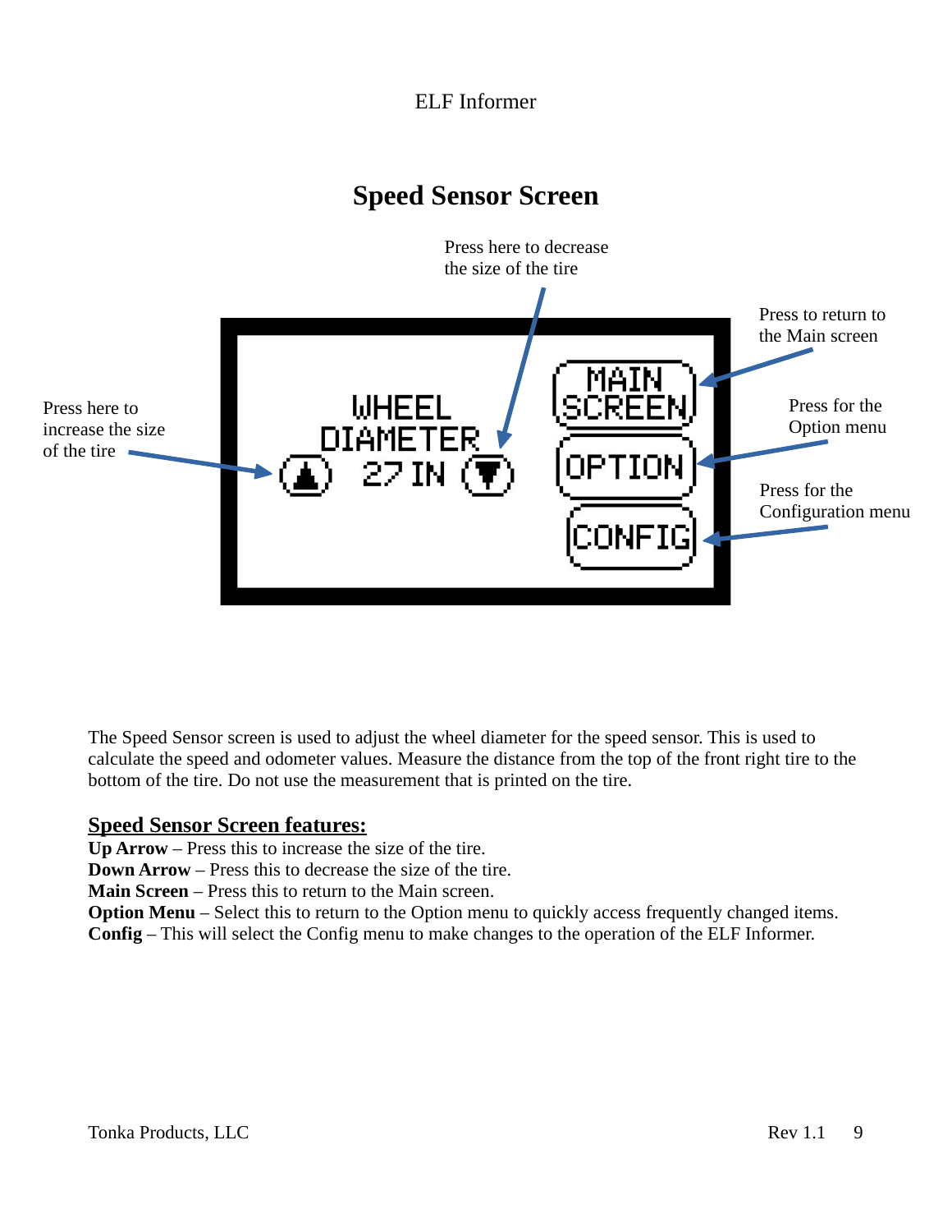# Speed Sensor Screen

Press here to decrease the size of the tire

Press to return to the Main screen

Press here to increase the size of the tire

WHEEL DIAMETER

27 IN

MAIN SCREEN

OPTION

CONFIG

Press for the Option menu

Press for the Configuration menu

The Speed Sensor screen is used to adjust the wheel diameter for the speed sensor. This is used to calculate the speed and odometer values. Measure the distance from the top of the front right tire to the bottom of the tire. Do not use the measurement that is printed on the tire.

## Speed Sensor Screen features:

**Up Arrow** – Press this to increase the size of the tire.
**Down Arrow** – Press this to decrease the size of the tire.
**Main Screen** – Press this to return to the Main screen.
**Option Menu** – Select this to return to the Option menu to quickly access frequently changed items.
**Config** – This will select the Config menu to make changes to the operation of the ELF Informer.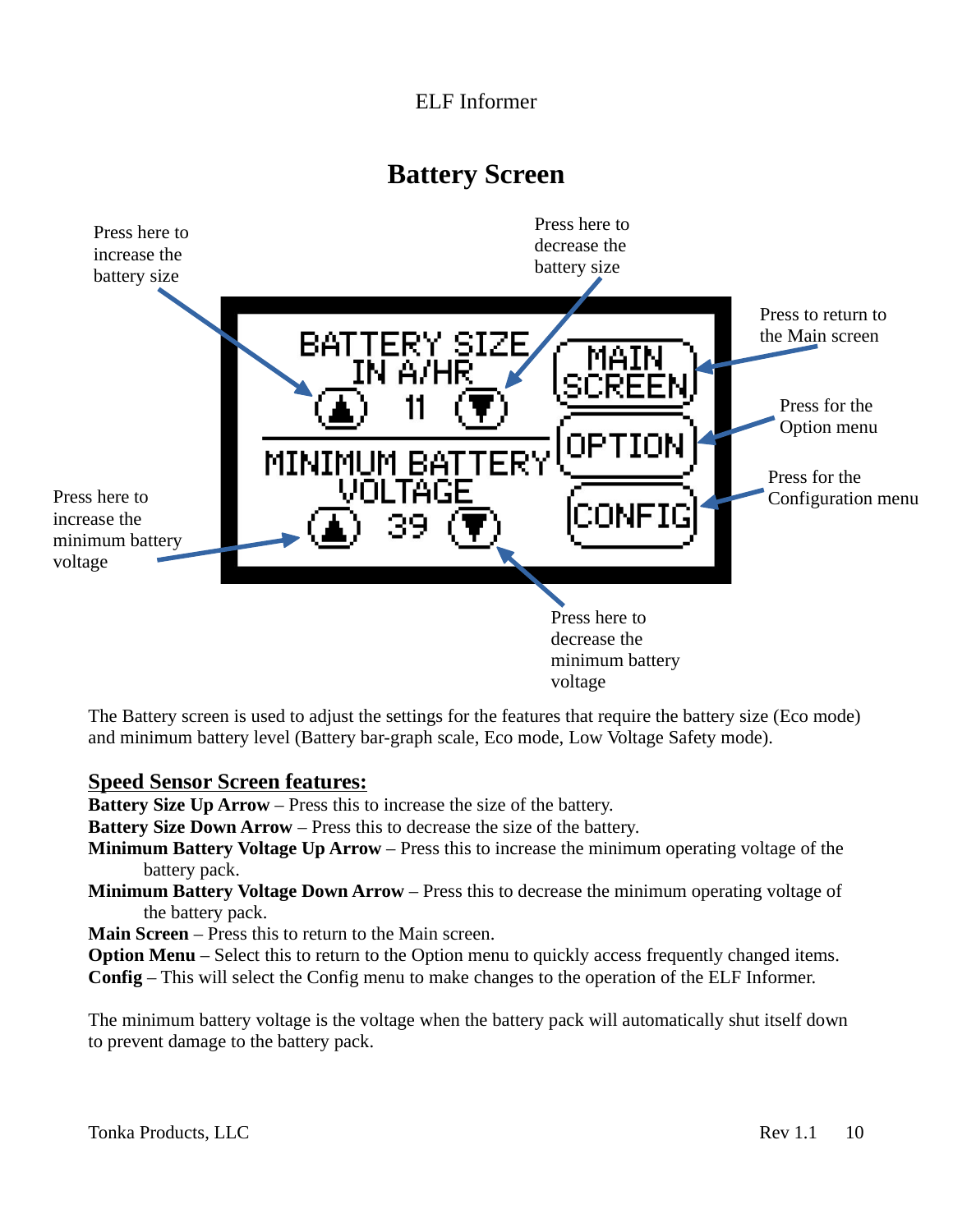# Battery Screen

Press here to increase the battery size

Press here to decrease the battery size

Press to return to the Main screen

Press for the Option menu

Press for the Configuration menu

Press here to increase the minimum battery voltage

Press here to decrease the minimum battery voltage

BATTERY SIZE IN A/HR 11

MINIMUM BATTERY VOLTAGE 39

MAIN SCREEN

OPTION

CONFIG

The Battery screen is used to adjust the settings for the features that require the battery size (Eco mode) and minimum battery level (Battery bar-graph scale, Eco mode, Low Voltage Safety mode).

## Speed Sensor Screen features:

**Battery Size Up Arrow** – Press this to increase the size of the battery.
**Battery Size Down Arrow** – Press this to decrease the size of the battery.
**Minimum Battery Voltage Up Arrow** – Press this to increase the minimum operating voltage of the battery pack.
**Minimum Battery Voltage Down Arrow** – Press this to decrease the minimum operating voltage of the battery pack.
**Main Screen** – Press this to return to the Main screen.
**Option Menu** – Select this to return to the Option menu to quickly access frequently changed items.
**Config** – This will select the Config menu to make changes to the operation of the ELF Informer.

The minimum battery voltage is the voltage when the battery pack will automatically shut itself down to prevent damage to the battery pack.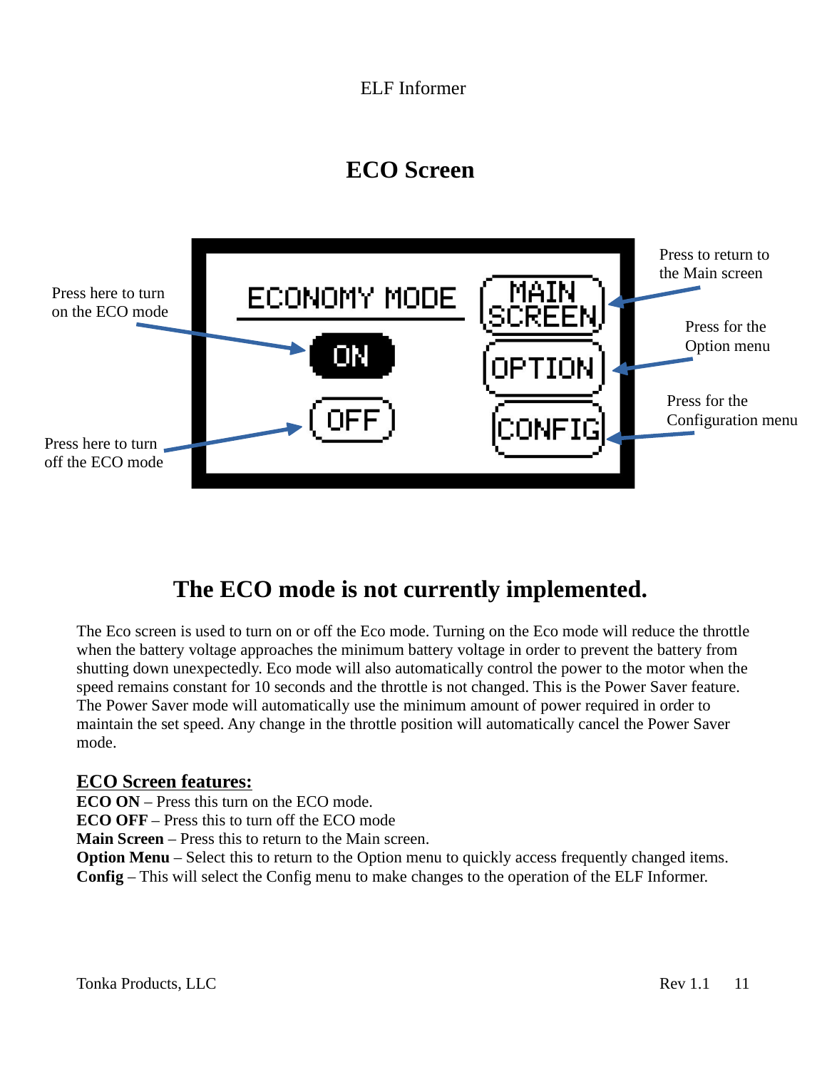# ECO Screen

Press to return to the Main screen

Press here to turn on the ECO mode

Press for the Option menu

Press for the Configuration menu

Press here to turn off the ECO mode

ECONOMY MODE

ON

OFF

MAIN SCREEN

OPTION

CONFIG

## The ECO mode is not currently implemented.

The Eco screen is used to turn on or off the Eco mode. Turning on the Eco mode will reduce the throttle when the battery voltage approaches the minimum battery voltage in order to prevent the battery from shutting down unexpectedly. Eco mode will also automatically control the power to the motor when the speed remains constant for 10 seconds and the throttle is not changed. This is the Power Saver feature. The Power Saver mode will automatically use the minimum amount of power required in order to maintain the set speed. Any change in the throttle position will automatically cancel the Power Saver mode.

### ECO Screen features:

**ECO ON** – Press this turn on the ECO mode.
**ECO OFF** – Press this to turn off the ECO mode
**Main Screen** – Press this to return to the Main screen.
**Option Menu** – Select this to return to the Option menu to quickly access frequently changed items.
**Config** – This will select the Config menu to make changes to the operation of the ELF Informer.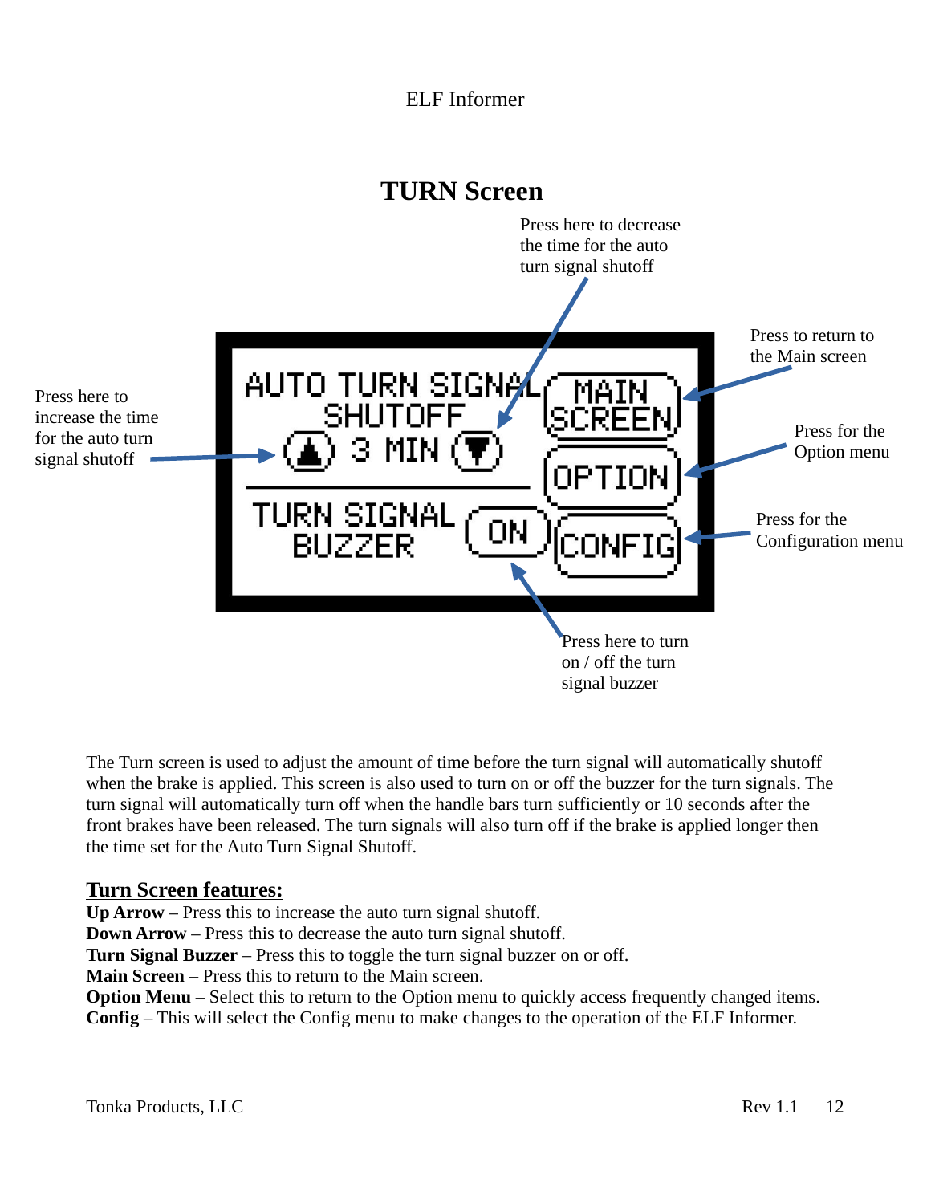## TURN Screen

Press here to decrease the time for the auto turn signal shutoff

Press here to increase the time for the auto turn signal shutoff

AUTO TURN SIGNAL SHUTOFF

3 MIN

TURN SIGNAL BUZZER

ON

MAIN SCREEN

OPTION

CONFIG

Press to return to the Main screen

Press for the Option menu

Press for the Configuration menu

Press here to turn on / off the turn signal buzzer

The Turn screen is used to adjust the amount of time before the turn signal will automatically shutoff when the brake is applied. This screen is also used to turn on or off the buzzer for the turn signals. The turn signal will automatically turn off when the handle bars turn sufficiently or 10 seconds after the front brakes have been released. The turn signals will also turn off if the brake is applied longer then the time set for the Auto Turn Signal Shutoff.

### Turn Screen features:

**Up Arrow** – Press this to increase the auto turn signal shutoff.
**Down Arrow** – Press this to decrease the auto turn signal shutoff.
**Turn Signal Buzzer** – Press this to toggle the turn signal buzzer on or off.
**Main Screen** – Press this to return to the Main screen.
**Option Menu** – Select this to return to the Option menu to quickly access frequently changed items.
**Config** – This will select the Config menu to make changes to the operation of the ELF Informer.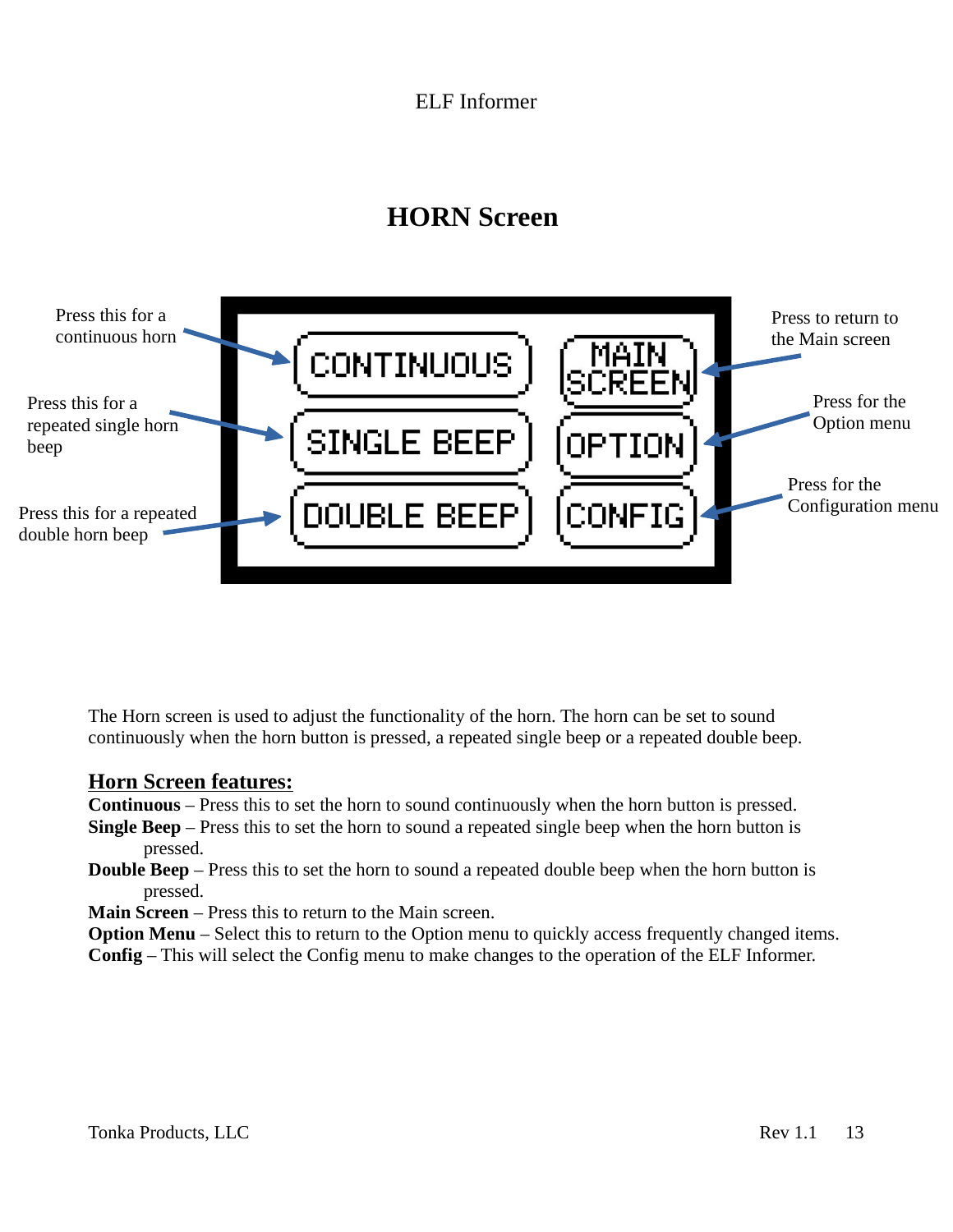# HORN Screen

Press this for a continuous horn

Press this for a repeated single horn beep

Press this for a repeated double horn beep

CONTINUOUS

SINGLE BEEP

DOUBLE BEEP

MAIN SCREEN

OPTION

CONFIG

Press to return to the Main screen

Press for the Option menu

Press for the Configuration menu

The Horn screen is used to adjust the functionality of the horn. The horn can be set to sound continuously when the horn button is pressed, a repeated single beep or a repeated double beep.

## Horn Screen features:

**Continuous** – Press this to set the horn to sound continuously when the horn button is pressed.
**Single Beep** – Press this to set the horn to sound a repeated single beep when the horn button is pressed.
**Double Beep** – Press this to set the horn to sound a repeated double beep when the horn button is pressed.
**Main Screen** – Press this to return to the Main screen.
**Option Menu** – Select this to return to the Option menu to quickly access frequently changed items.
**Config** – This will select the Config menu to make changes to the operation of the ELF Informer.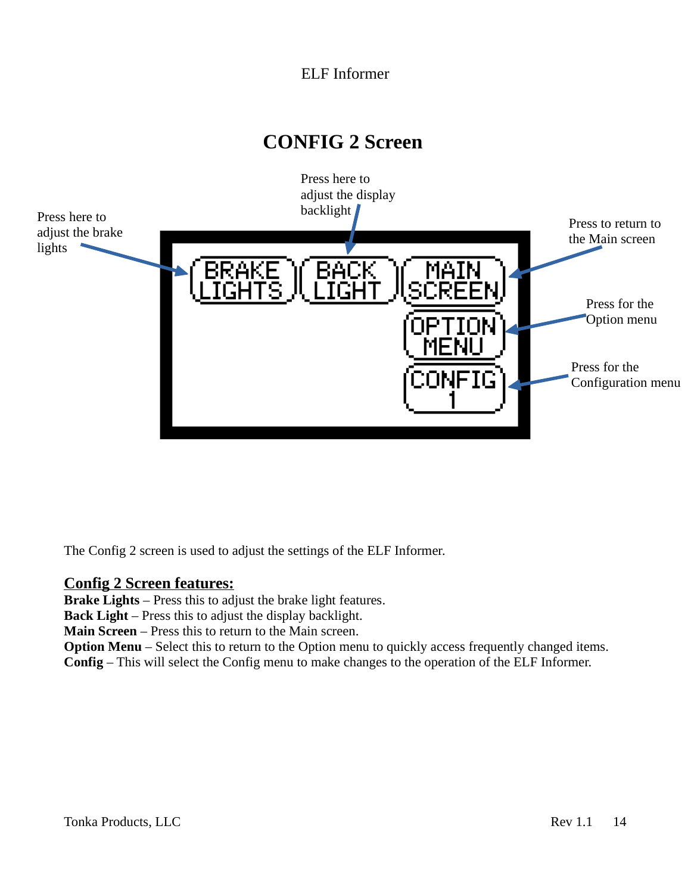# CONFIG 2 Screen

Press here to adjust the brake lights

Press here to adjust the display backlight

Press to return to the Main screen

Press for the Option menu

Press for the Configuration menu

BRAKE LIGHTS | BACK LIGHT | MAIN SCREEN | OPTION MENU | CONFIG 1

The Config 2 screen is used to adjust the settings of the ELF Informer.

## Config 2 Screen features:

**Brake Lights** – Press this to adjust the brake light features.
**Back Light** – Press this to adjust the display backlight.
**Main Screen** – Press this to return to the Main screen.
**Option Menu** – Select this to return to the Option menu to quickly access frequently changed items.
**Config** – This will select the Config menu to make changes to the operation of the ELF Informer.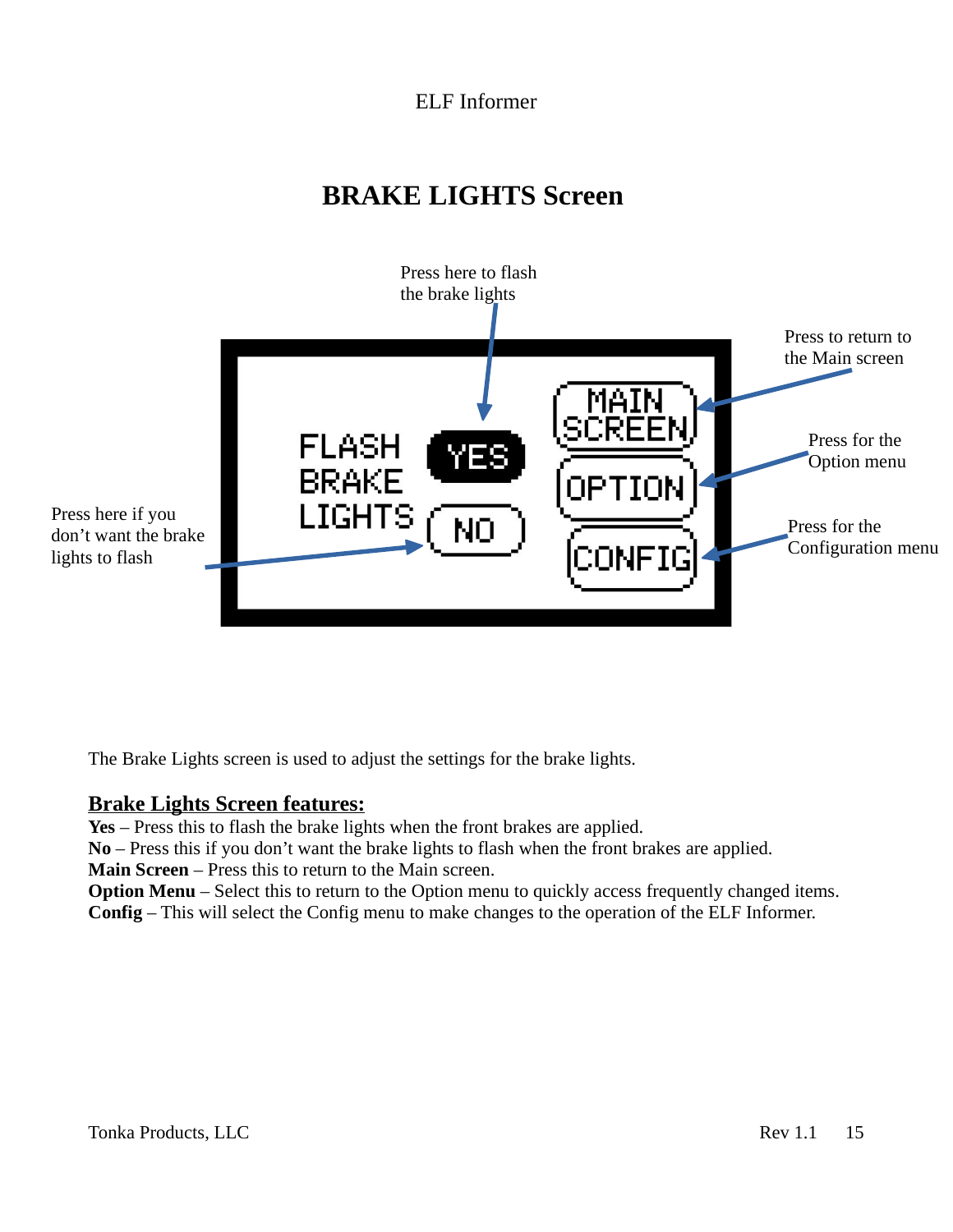# BRAKE LIGHTS Screen

Press here to flash the brake lights

Press to return to the Main screen

Press for the Option menu

Press for the Configuration menu

Press here if you don't want the brake lights to flash

FLASH BRAKE LIGHTS

YES

NO

MAIN SCREEN

OPTION

CONFIG

The Brake Lights screen is used to adjust the settings for the brake lights.

## Brake Lights Screen features:

**Yes** – Press this to flash the brake lights when the front brakes are applied.
**No** – Press this if you don't want the brake lights to flash when the front brakes are applied.
**Main Screen** – Press this to return to the Main screen.
**Option Menu** – Select this to return to the Option menu to quickly access frequently changed items.
**Config** – This will select the Config menu to make changes to the operation of the ELF Informer.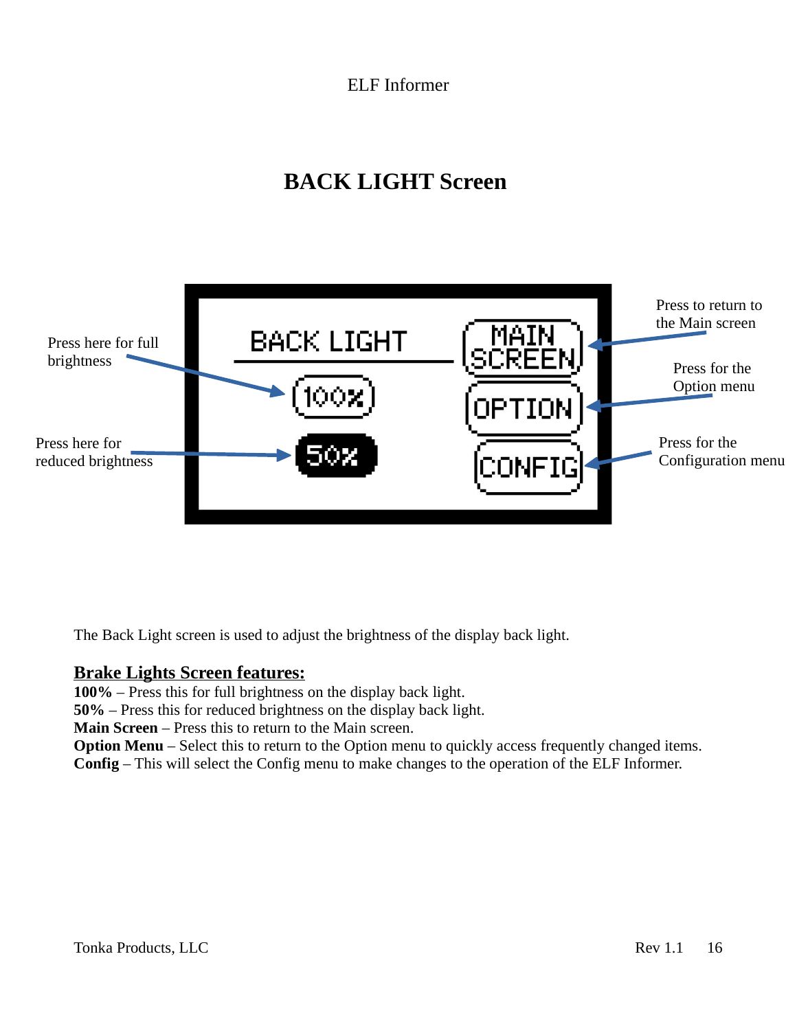# BACK LIGHT Screen

Press here for full brightness

Press here for reduced brightness

Press to return to the Main screen

Press for the Option menu

Press for the Configuration menu

The Back Light screen is used to adjust the brightness of the display back light.

**Brake Lights Screen features:**

**100%** – Press this for full brightness on the display back light.
**50%** – Press this for reduced brightness on the display back light.
**Main Screen** – Press this to return to the Main screen.
**Option Menu** – Select this to return to the Option menu to quickly access frequently changed items.
**Config** – This will select the Config menu to make changes to the operation of the ELF Informer.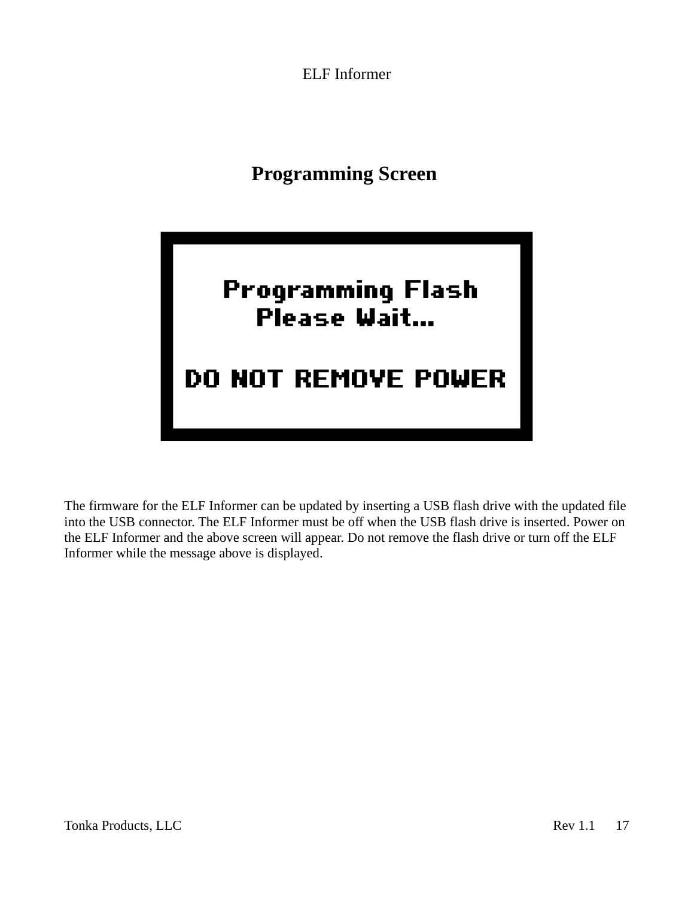## Programming Screen

Programming Flash
Please Wait...

DO NOT REMOVE POWER

The firmware for the ELF Informer can be updated by inserting a USB flash drive with the updated file into the USB connector. The ELF Informer must be off when the USB flash drive is inserted. Power on the ELF Informer and the above screen will appear. Do not remove the flash drive or turn off the ELF Informer while the message above is displayed.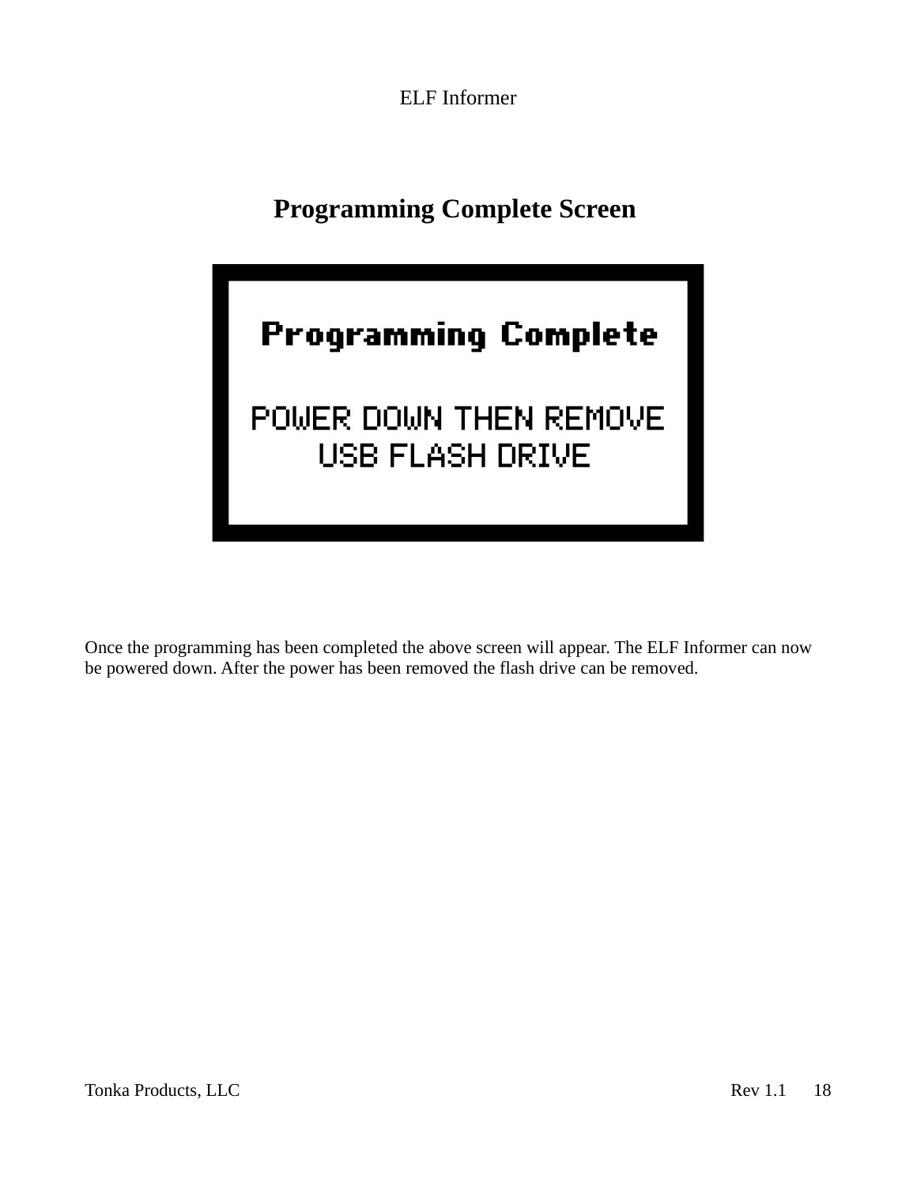# Programming Complete Screen

**Programming Complete**

POWER DOWN THEN REMOVE
USB FLASH DRIVE

Once the programming has been completed the above screen will appear. The ELF Informer can now be powered down. After the power has been removed the flash drive can be removed.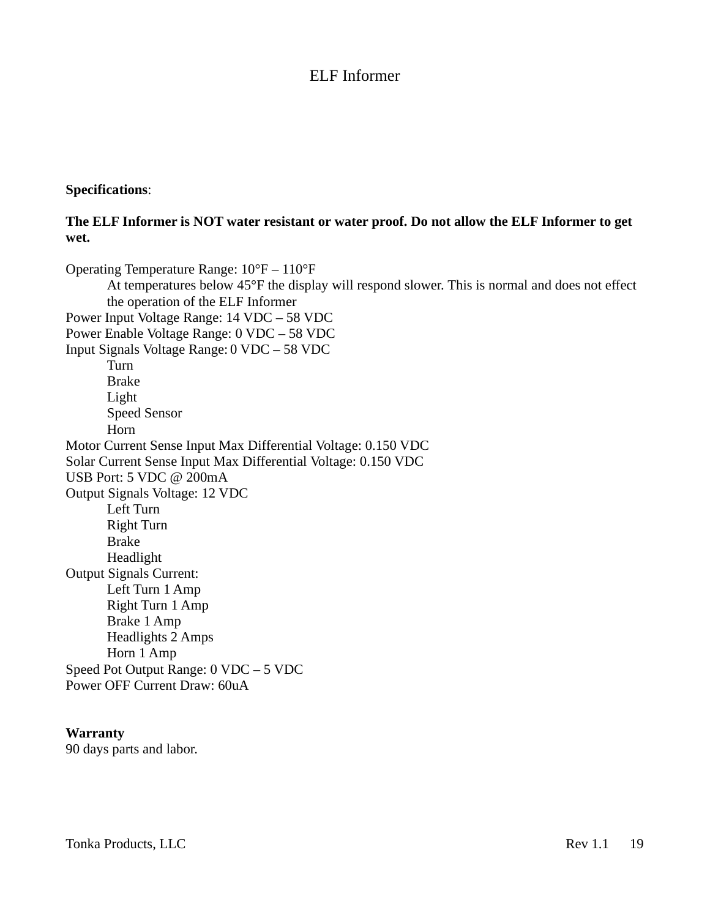**Specifications**:

**The ELF Informer is NOT water resistant or water proof. Do not allow the ELF Informer to get wet.**

Operating Temperature Range: 10°F – 110°F
- At temperatures below 45°F the display will respond slower. This is normal and does not effect the operation of the ELF Informer

Power Input Voltage Range: 14 VDC – 58 VDC
Power Enable Voltage Range: 0 VDC – 58 VDC
Input Signals Voltage Range: 0 VDC – 58 VDC
- Turn
- Brake
- Light
- Speed Sensor
- Horn

Motor Current Sense Input Max Differential Voltage: 0.150 VDC
Solar Current Sense Input Max Differential Voltage: 0.150 VDC
USB Port: 5 VDC @ 200mA
Output Signals Voltage: 12 VDC
- Left Turn
- Right Turn
- Brake
- Headlight

Output Signals Current:
- Left Turn 1 Amp
- Right Turn 1 Amp
- Brake 1 Amp
- Headlights 2 Amps
- Horn 1 Amp

Speed Pot Output Range: 0 VDC – 5 VDC
Power OFF Current Draw: 60uA

**Warranty**
90 days parts and labor.